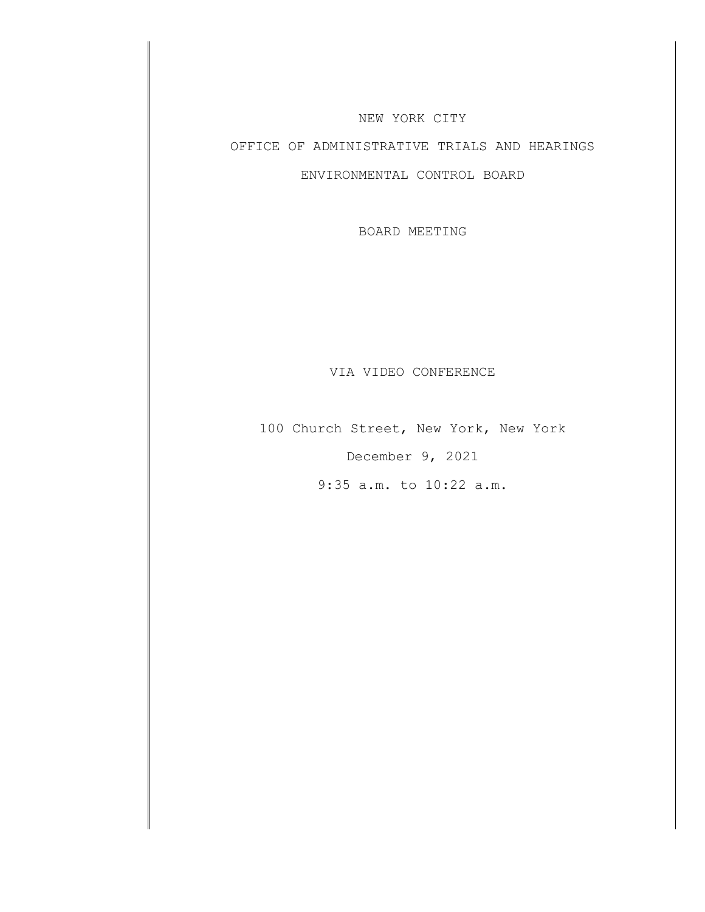NEW YORK CITY

OFFICE OF ADMINISTRATIVE TRIALS AND HEARINGS

ENVIRONMENTAL CONTROL BOARD

BOARD MEETING

VIA VIDEO CONFERENCE

100 Church Street, New York, New York

December 9, 2021

9:35 a.m. to 10:22 a.m.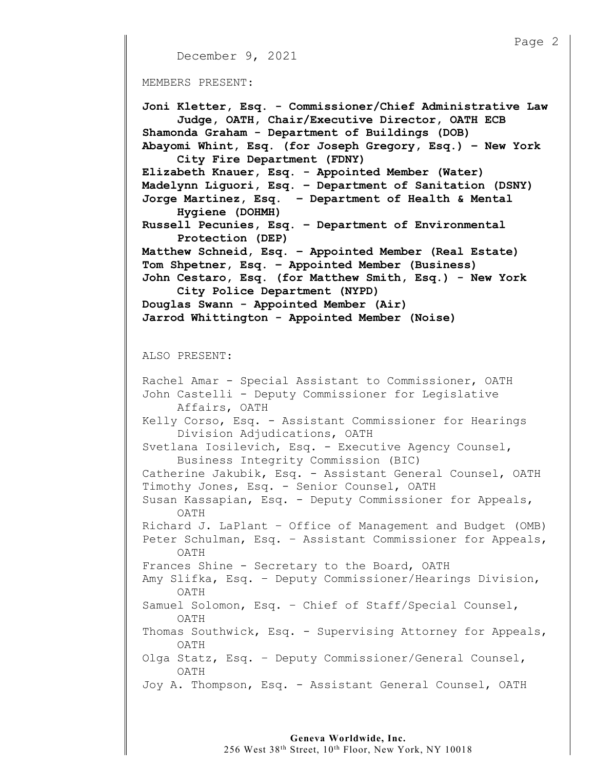December 9, 2021

MEMBERS PRESENT:

**Joni Kletter, Esq. - Commissioner/Chief Administrative Law Judge, OATH, Chair/Executive Director, OATH ECB**
**Shamonda Graham - Department of Buildings (DOB)**
**Abayomi Whint, Esq. (for Joseph Gregory, Esq.) – New York City Fire Department (FDNY)**
**Elizabeth Knauer, Esq. - Appointed Member (Water)**
**Madelynn Liguori, Esq. – Department of Sanitation (DSNY)**
**Jorge Martinez, Esq. – Department of Health & Mental Hygiene (DOHMH)**
**Russell Pecunies, Esq. – Department of Environmental Protection (DEP)**
**Matthew Schneid, Esq. – Appointed Member (Real Estate)**
**Tom Shpetner, Esq. – Appointed Member (Business)**
**John Cestaro, Esq. (for Matthew Smith, Esq.) - New York City Police Department (NYPD)**
**Douglas Swann - Appointed Member (Air)**
**Jarrod Whittington - Appointed Member (Noise)**

ALSO PRESENT:

Rachel Amar - Special Assistant to Commissioner, OATH
John Castelli - Deputy Commissioner for Legislative Affairs, OATH
Kelly Corso, Esq. - Assistant Commissioner for Hearings Division Adjudications, OATH
Svetlana Iosilevich, Esq. - Executive Agency Counsel, Business Integrity Commission (BIC)
Catherine Jakubik, Esq. - Assistant General Counsel, OATH
Timothy Jones, Esq. - Senior Counsel, OATH
Susan Kassapian, Esq. - Deputy Commissioner for Appeals, OATH
Richard J. LaPlant – Office of Management and Budget (OMB)
Peter Schulman, Esq. – Assistant Commissioner for Appeals, OATH
Frances Shine - Secretary to the Board, OATH
Amy Slifka, Esq. – Deputy Commissioner/Hearings Division, OATH
Samuel Solomon, Esq. – Chief of Staff/Special Counsel, OATH
Thomas Southwick, Esq. - Supervising Attorney for Appeals, OATH
Olga Statz, Esq. – Deputy Commissioner/General Counsel, OATH
Joy A. Thompson, Esq. - Assistant General Counsel, OATH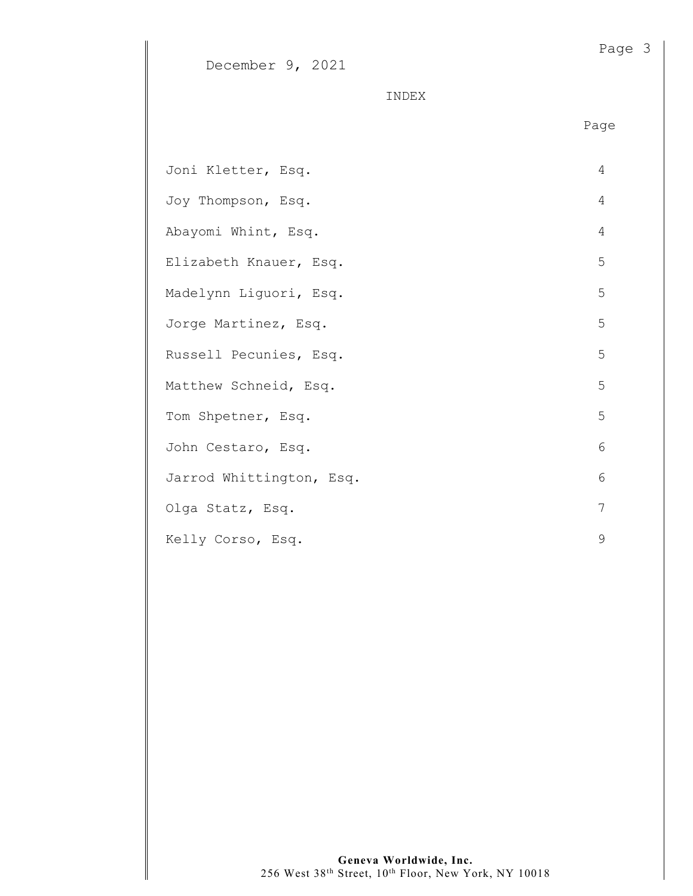December 9, 2021

INDEX

| | Page |
| --- | --- |
| Joni Kletter, Esq. | 4 |
| Joy Thompson, Esq. | 4 |
| Abayomi Whint, Esq. | 4 |
| Elizabeth Knauer, Esq. | 5 |
| Madelynn Liguori, Esq. | 5 |
| Jorge Martinez, Esq. | 5 |
| Russell Pecunies, Esq. | 5 |
| Matthew Schneid, Esq. | 5 |
| Tom Shpetner, Esq. | 5 |
| John Cestaro, Esq. | 6 |
| Jarrod Whittington, Esq. | 6 |
| Olga Statz, Esq. | 7 |
| Kelly Corso, Esq. | 9 |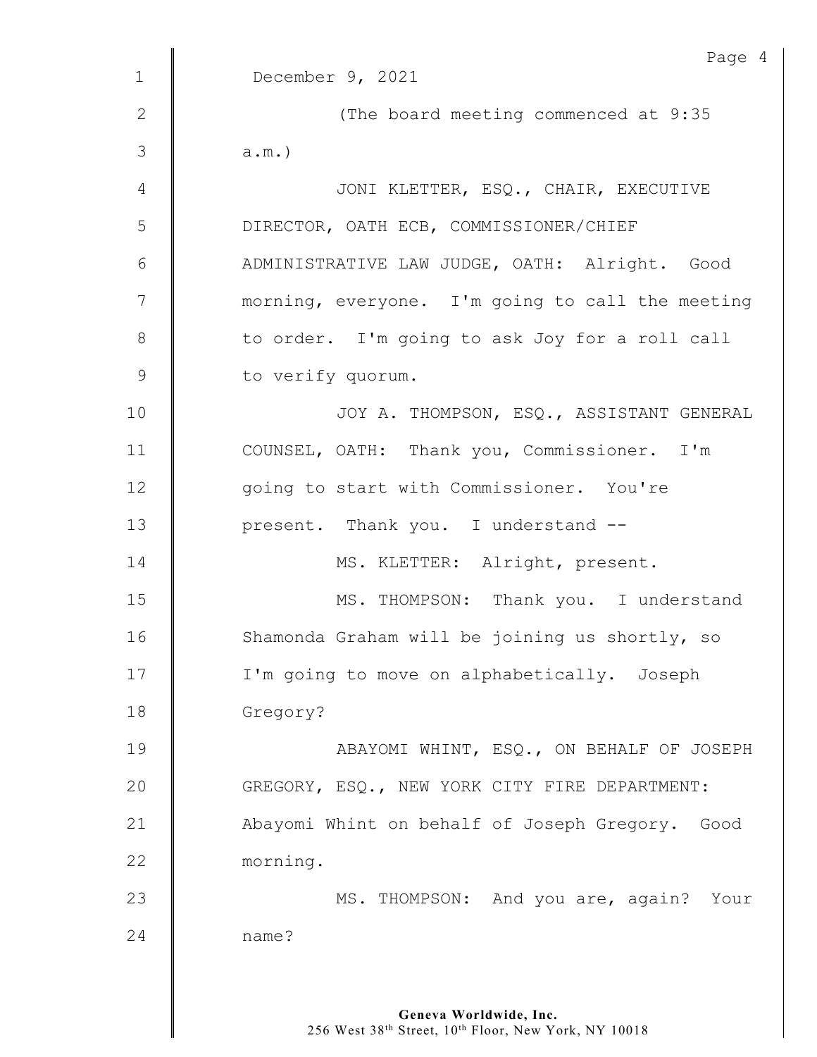December 9, 2021

(The board meeting commenced at 9:35 a.m.)

JONI KLETTER, ESQ., CHAIR, EXECUTIVE DIRECTOR, OATH ECB, COMMISSIONER/CHIEF ADMINISTRATIVE LAW JUDGE, OATH: Alright. Good morning, everyone. I'm going to call the meeting to order. I'm going to ask Joy for a roll call to verify quorum.

JOY A. THOMPSON, ESQ., ASSISTANT GENERAL COUNSEL, OATH: Thank you, Commissioner. I'm going to start with Commissioner. You're present. Thank you. I understand --

MS. KLETTER: Alright, present.

MS. THOMPSON: Thank you. I understand Shamonda Graham will be joining us shortly, so I'm going to move on alphabetically. Joseph Gregory?

ABAYOMI WHINT, ESQ., ON BEHALF OF JOSEPH GREGORY, ESQ., NEW YORK CITY FIRE DEPARTMENT: Abayomi Whint on behalf of Joseph Gregory. Good morning.

MS. THOMPSON: And you are, again? Your name?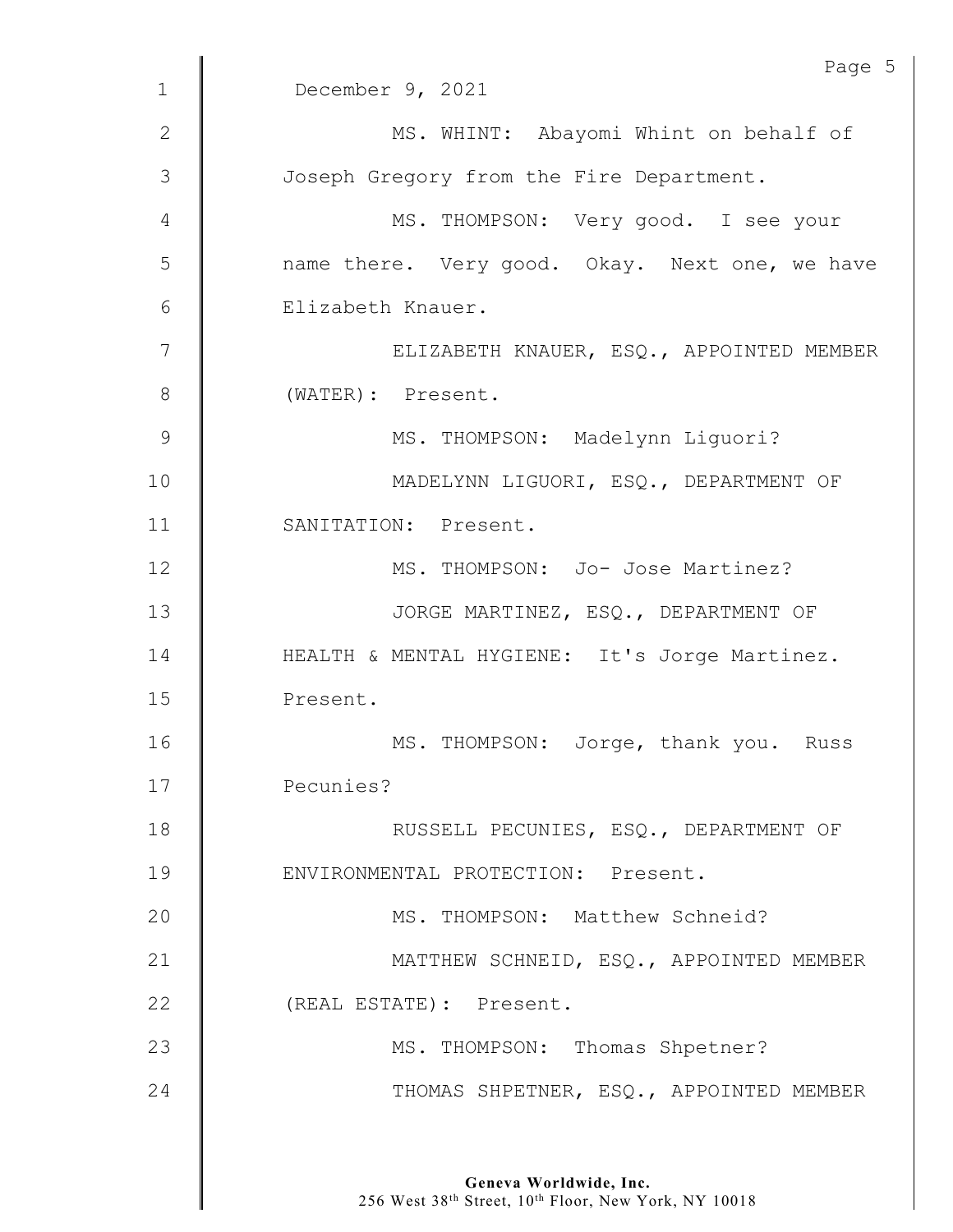December 9, 2021

MS. WHINT: Abayomi Whint on behalf of Joseph Gregory from the Fire Department.

MS. THOMPSON: Very good. I see your name there. Very good. Okay. Next one, we have Elizabeth Knauer.

ELIZABETH KNAUER, ESQ., APPOINTED MEMBER (WATER): Present.

MS. THOMPSON: Madelynn Liguori?

MADELYNN LIGUORI, ESQ., DEPARTMENT OF SANITATION: Present.

MS. THOMPSON: Jo- Jose Martinez?

JORGE MARTINEZ, ESQ., DEPARTMENT OF HEALTH & MENTAL HYGIENE: It's Jorge Martinez. Present.

MS. THOMPSON: Jorge, thank you. Russ Pecunies?

RUSSELL PECUNIES, ESQ., DEPARTMENT OF ENVIRONMENTAL PROTECTION: Present.

MS. THOMPSON: Matthew Schneid?

MATTHEW SCHNEID, ESQ., APPOINTED MEMBER (REAL ESTATE): Present.

MS. THOMPSON: Thomas Shpetner?

THOMAS SHPETNER, ESQ., APPOINTED MEMBER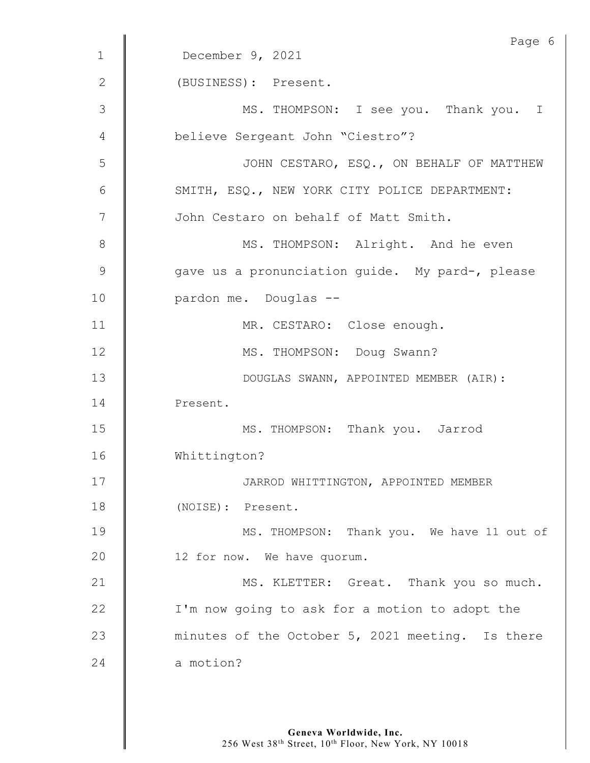December 9, 2021

(BUSINESS): Present.

MS. THOMPSON: I see you. Thank you. I believe Sergeant John "Ciestro"?

JOHN CESTARO, ESQ., ON BEHALF OF MATTHEW SMITH, ESQ., NEW YORK CITY POLICE DEPARTMENT: John Cestaro on behalf of Matt Smith.

MS. THOMPSON: Alright. And he even gave us a pronunciation guide. My pard-, please pardon me. Douglas --

MR. CESTARO: Close enough.

MS. THOMPSON: Doug Swann?

DOUGLAS SWANN, APPOINTED MEMBER (AIR): Present.

MS. THOMPSON: Thank you. Jarrod Whittington?

JARROD WHITTINGTON, APPOINTED MEMBER (NOISE): Present.

MS. THOMPSON: Thank you. We have 11 out of 12 for now. We have quorum.

MS. KLETTER: Great. Thank you so much. I'm now going to ask for a motion to adopt the minutes of the October 5, 2021 meeting. Is there a motion?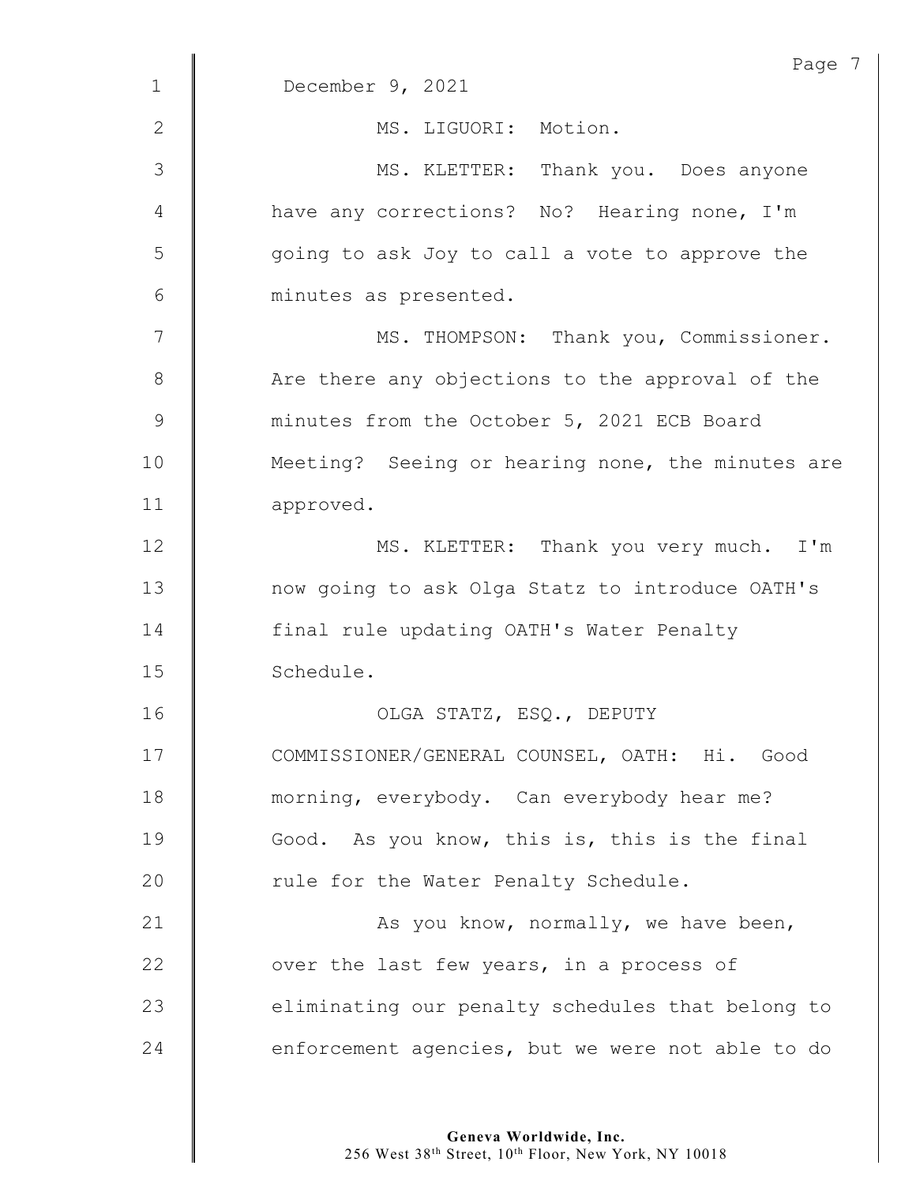December 9, 2021

MS. LIGUORI: Motion.

MS. KLETTER: Thank you. Does anyone have any corrections? No? Hearing none, I'm going to ask Joy to call a vote to approve the minutes as presented.

MS. THOMPSON: Thank you, Commissioner. Are there any objections to the approval of the minutes from the October 5, 2021 ECB Board Meeting? Seeing or hearing none, the minutes are approved.

MS. KLETTER: Thank you very much. I'm now going to ask Olga Statz to introduce OATH's final rule updating OATH's Water Penalty Schedule.

OLGA STATZ, ESQ., DEPUTY COMMISSIONER/GENERAL COUNSEL, OATH: Hi. Good morning, everybody. Can everybody hear me? Good. As you know, this is, this is the final rule for the Water Penalty Schedule.

As you know, normally, we have been, over the last few years, in a process of eliminating our penalty schedules that belong to enforcement agencies, but we were not able to do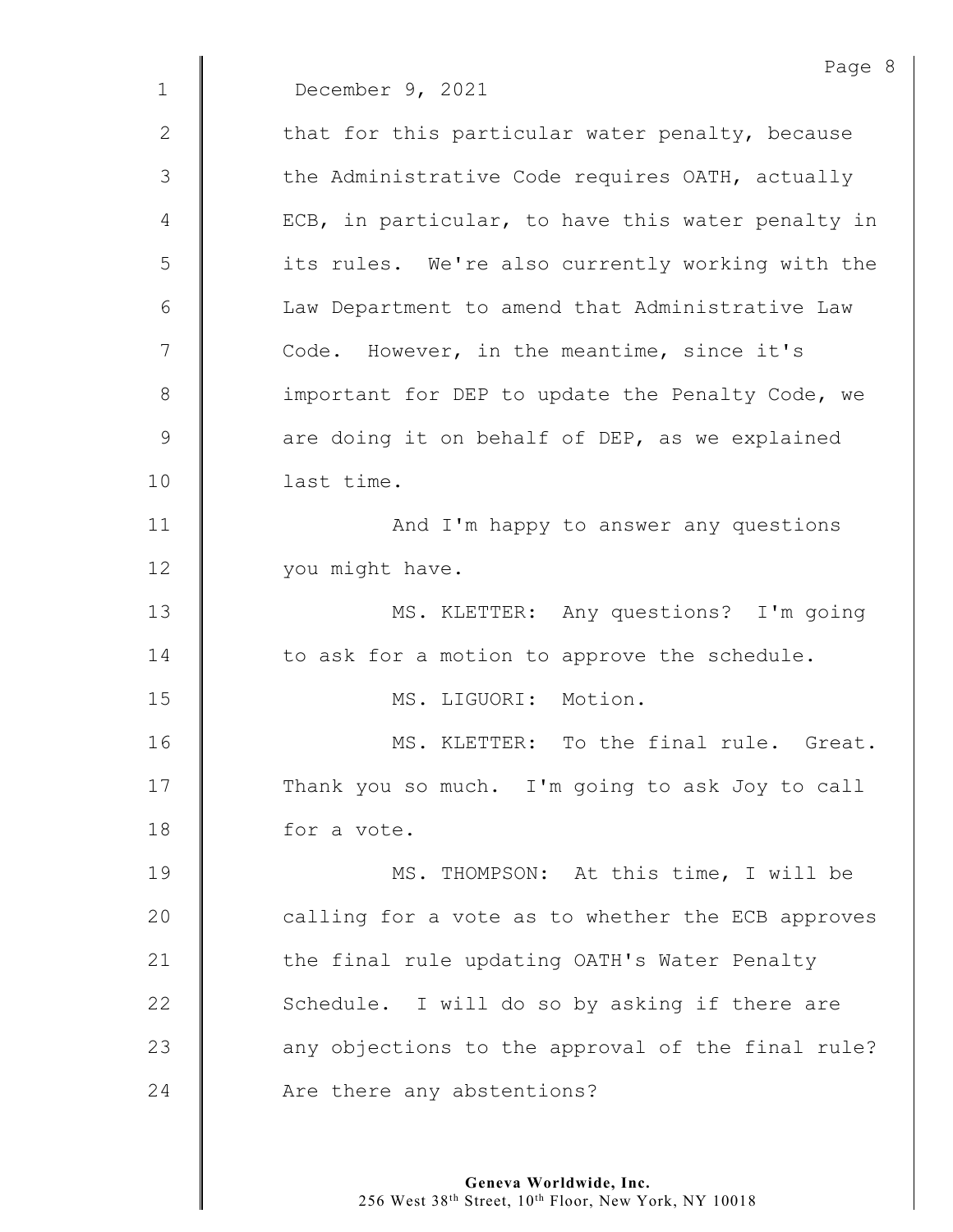December 9, 2021

that for this particular water penalty, because the Administrative Code requires OATH, actually ECB, in particular, to have this water penalty in its rules. We're also currently working with the Law Department to amend that Administrative Law Code. However, in the meantime, since it's important for DEP to update the Penalty Code, we are doing it on behalf of DEP, as we explained last time.

And I'm happy to answer any questions you might have.

MS. KLETTER: Any questions? I'm going to ask for a motion to approve the schedule.

MS. LIGUORI: Motion.

MS. KLETTER: To the final rule. Great. Thank you so much. I'm going to ask Joy to call for a vote.

MS. THOMPSON: At this time, I will be calling for a vote as to whether the ECB approves the final rule updating OATH's Water Penalty Schedule. I will do so by asking if there are any objections to the approval of the final rule? Are there any abstentions?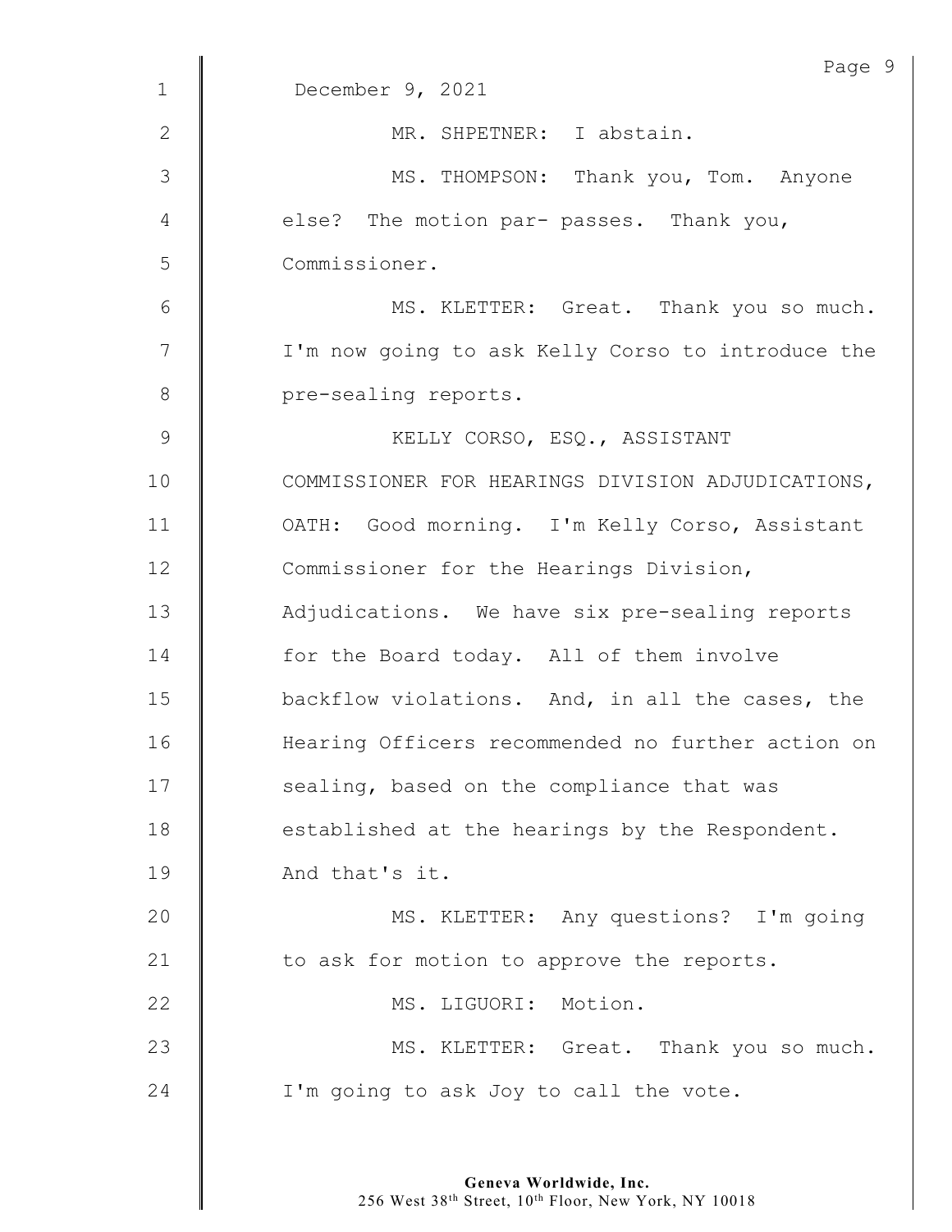December 9, 2021

MR. SHPETNER: I abstain.

MS. THOMPSON: Thank you, Tom. Anyone else? The motion par- passes. Thank you, Commissioner.

MS. KLETTER: Great. Thank you so much. I'm now going to ask Kelly Corso to introduce the pre-sealing reports.

KELLY CORSO, ESQ., ASSISTANT COMMISSIONER FOR HEARINGS DIVISION ADJUDICATIONS, OATH: Good morning. I'm Kelly Corso, Assistant Commissioner for the Hearings Division, Adjudications. We have six pre-sealing reports for the Board today. All of them involve backflow violations. And, in all the cases, the Hearing Officers recommended no further action on sealing, based on the compliance that was established at the hearings by the Respondent. And that's it.

MS. KLETTER: Any questions? I'm going to ask for motion to approve the reports.

MS. LIGUORI: Motion.

MS. KLETTER: Great. Thank you so much. I'm going to ask Joy to call the vote.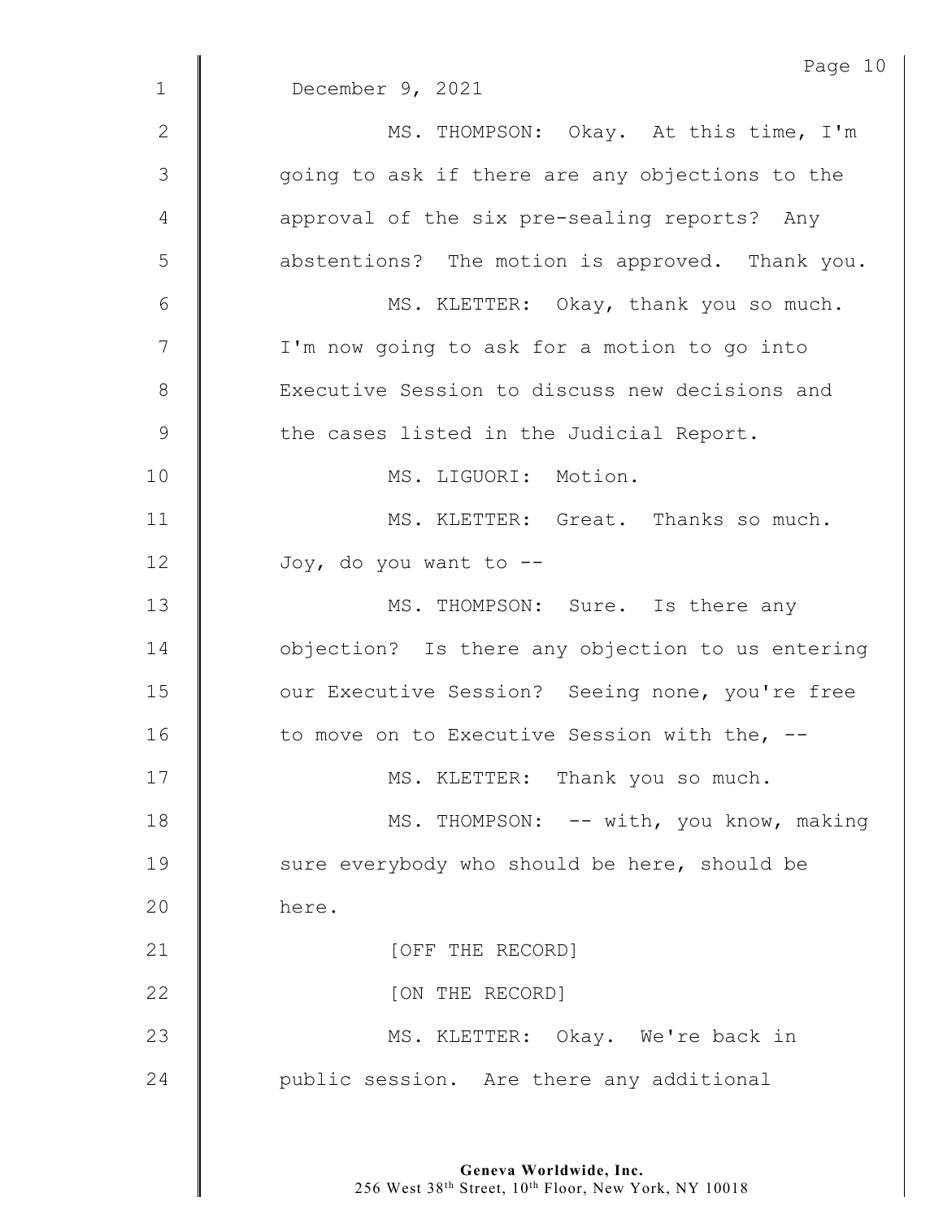December 9, 2021

MS. THOMPSON: Okay. At this time, I'm going to ask if there are any objections to the approval of the six pre-sealing reports? Any abstentions? The motion is approved. Thank you.

MS. KLETTER: Okay, thank you so much. I'm now going to ask for a motion to go into Executive Session to discuss new decisions and the cases listed in the Judicial Report.

MS. LIGUORI: Motion.

MS. KLETTER: Great. Thanks so much. Joy, do you want to --

MS. THOMPSON: Sure. Is there any objection? Is there any objection to us entering our Executive Session? Seeing none, you're free to move on to Executive Session with the, --

MS. KLETTER: Thank you so much.

MS. THOMPSON: -- with, you know, making sure everybody who should be here, should be here.

[OFF THE RECORD]

[ON THE RECORD]

MS. KLETTER: Okay. We're back in public session. Are there any additional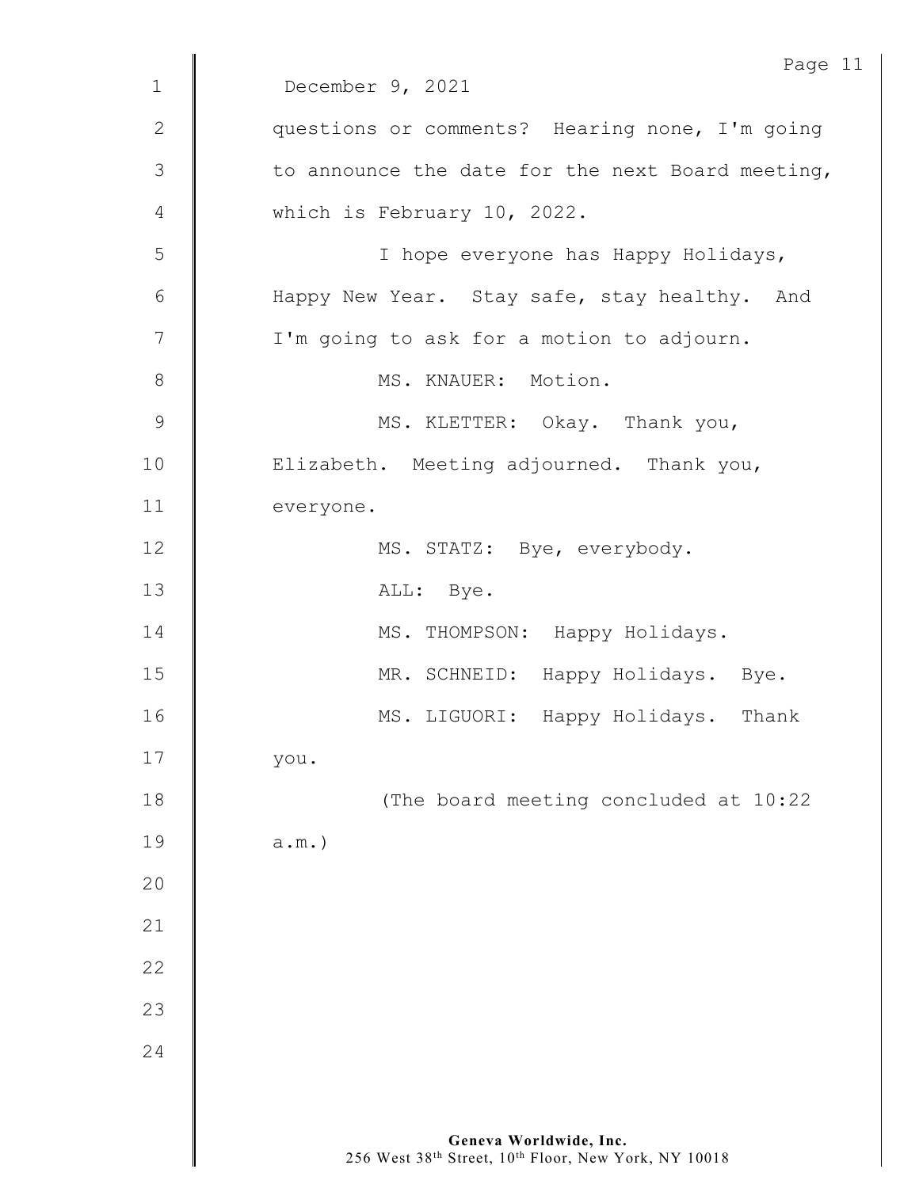December 9, 2021

questions or comments? Hearing none, I'm going to announce the date for the next Board meeting, which is February 10, 2022.

I hope everyone has Happy Holidays, Happy New Year. Stay safe, stay healthy. And I'm going to ask for a motion to adjourn.

MS. KNAUER: Motion.

MS. KLETTER: Okay. Thank you, Elizabeth. Meeting adjourned. Thank you, everyone.

MS. STATZ: Bye, everybody.

ALL: Bye.

MS. THOMPSON: Happy Holidays.

MR. SCHNEID: Happy Holidays. Bye.

MS. LIGUORI: Happy Holidays. Thank you.

(The board meeting concluded at 10:22 a.m.)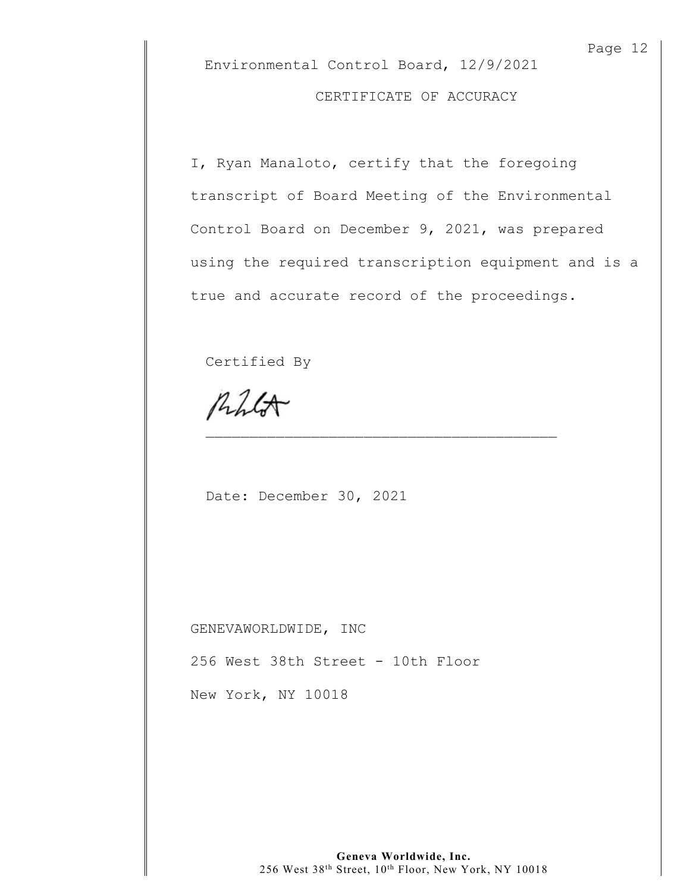## CERTIFICATE OF ACCURACY

I, Ryan Manaloto, certify that the foregoing transcript of Board Meeting of the Environmental Control Board on December 9, 2021, was prepared using the required transcription equipment and is a true and accurate record of the proceedings.

Certified By

\_\_\_\_\_\_\_\_\_\_\_\_\_\_\_\_\_\_\_\_\_\_\_\_\_\_\_\_\_\_\_\_\_\_\_\_\_\_\_\_

Date: December 30, 2021

GENEVAWORLDWIDE, INC

256 West 38th Street - 10th Floor

New York, NY 10018